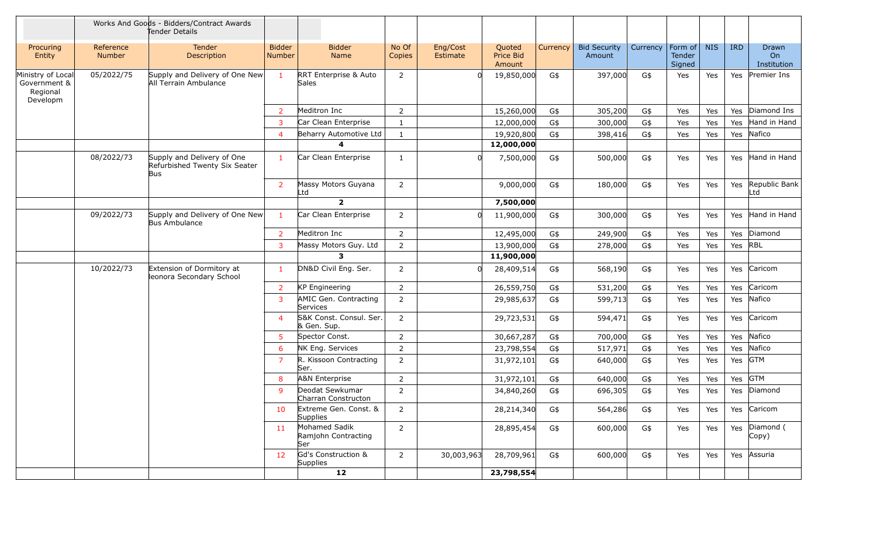Works And Goods - Bidders/Contract Awards Tender Details

| Procuring Entity | Reference Number | Tender Description | Bidder Number | Bidder Name | No Of Copies | Eng/Cost Estimate | Quoted Price Bid Amount | Currency | Bid Security Amount | Currency | Form of Tender Signed | NIS | IRD | Drawn On Institution |
|---|---|---|---|---|---|---|---|---|---|---|---|---|---|---|
| Ministry of Local Government & Regional Developm | 05/2022/75 | Supply and Delivery of One New All Terrain Ambulance | 1 | RRT Enterprise & Auto Sales | 2 | 0 | 19,850,000 | G$ | 397,000 | G$ | Yes | Yes | Yes | Premier Ins |
| | | | 2 | Meditron Inc | 2 | | 15,260,000 | G$ | 305,200 | G$ | Yes | Yes | Yes | Diamond Ins |
| | | | 3 | Car Clean Enterprise | 1 | | 12,000,000 | G$ | 300,000 | G$ | Yes | Yes | Yes | Hand in Hand |
| | | | 4 | Beharry Automotive Ltd | 1 | | 19,920,800 | G$ | 398,416 | G$ | Yes | Yes | Yes | Nafico |
| | | | | **4** | | | **12,000,000** | | | | | | | |
| | 08/2022/73 | Supply and Delivery of One Refurbished Twenty Six Seater Bus | 1 | Car Clean Enterprise | 1 | 0 | 7,500,000 | G$ | 500,000 | G$ | Yes | Yes | Yes | Hand in Hand |
| | | | 2 | Massy Motors Guyana Ltd | 2 | | 9,000,000 | G$ | 180,000 | G$ | Yes | Yes | Yes | Republic Bank Ltd |
| | | | | **2** | | | **7,500,000** | | | | | | | |
| | 09/2022/73 | Supply and Delivery of One New Bus Ambulance | 1 | Car Clean Enterprise | 2 | 0 | 11,900,000 | G$ | 300,000 | G$ | Yes | Yes | Yes | Hand in Hand |
| | | | 2 | Meditron Inc | 2 | | 12,495,000 | G$ | 249,900 | G$ | Yes | Yes | Yes | Diamond |
| | | | 3 | Massy Motors Guy. Ltd | 2 | | 13,900,000 | G$ | 278,000 | G$ | Yes | Yes | Yes | RBL |
| | | | | **3** | | | **11,900,000** | | | | | | | |
| | 10/2022/73 | Extension of Dormitory at leonora Secondary School | 1 | DN&D Civil Eng. Ser. | 2 | 0 | 28,409,514 | G$ | 568,190 | G$ | Yes | Yes | Yes | Caricom |
| | | | 2 | KP Engineering | 2 | | 26,559,750 | G$ | 531,200 | G$ | Yes | Yes | Yes | Caricom |
| | | | 3 | AMIC Gen. Contracting Services | 2 | | 29,985,637 | G$ | 599,713 | G$ | Yes | Yes | Yes | Nafico |
| | | | 4 | S&K Const. Consul. Ser. & Gen. Sup. | 2 | | 29,723,531 | G$ | 594,471 | G$ | Yes | Yes | Yes | Caricom |
| | | | 5 | Spector Const. | 2 | | 30,667,287 | G$ | 700,000 | G$ | Yes | Yes | Yes | Nafico |
| | | | 6 | NK Eng. Services | 2 | | 23,798,554 | G$ | 517,971 | G$ | Yes | Yes | Yes | Nafico |
| | | | 7 | R. Kissoon Contracting Ser. | 2 | | 31,972,101 | G$ | 640,000 | G$ | Yes | Yes | Yes | GTM |
| | | | 8 | A&N Enterprise | 2 | | 31,972,101 | G$ | 640,000 | G$ | Yes | Yes | Yes | GTM |
| | | | 9 | Deodat Sewkumar Charran Constructon | 2 | | 34,840,260 | G$ | 696,305 | G$ | Yes | Yes | Yes | Diamond |
| | | | 10 | Extreme Gen. Const. & Supplies | 2 | | 28,214,340 | G$ | 564,286 | G$ | Yes | Yes | Yes | Caricom |
| | | | 11 | Mohamed Sadik Ramjohn Contracting Ser | 2 | | 28,895,454 | G$ | 600,000 | G$ | Yes | Yes | Yes | Diamond ( Copy) |
| | | | 12 | Gd's Construction & Supplies | 2 | 30,003,963 | 28,709,961 | G$ | 600,000 | G$ | Yes | Yes | Yes | Assuria |
| | | | | **12** | | | **23,798,554** | | | | | | | |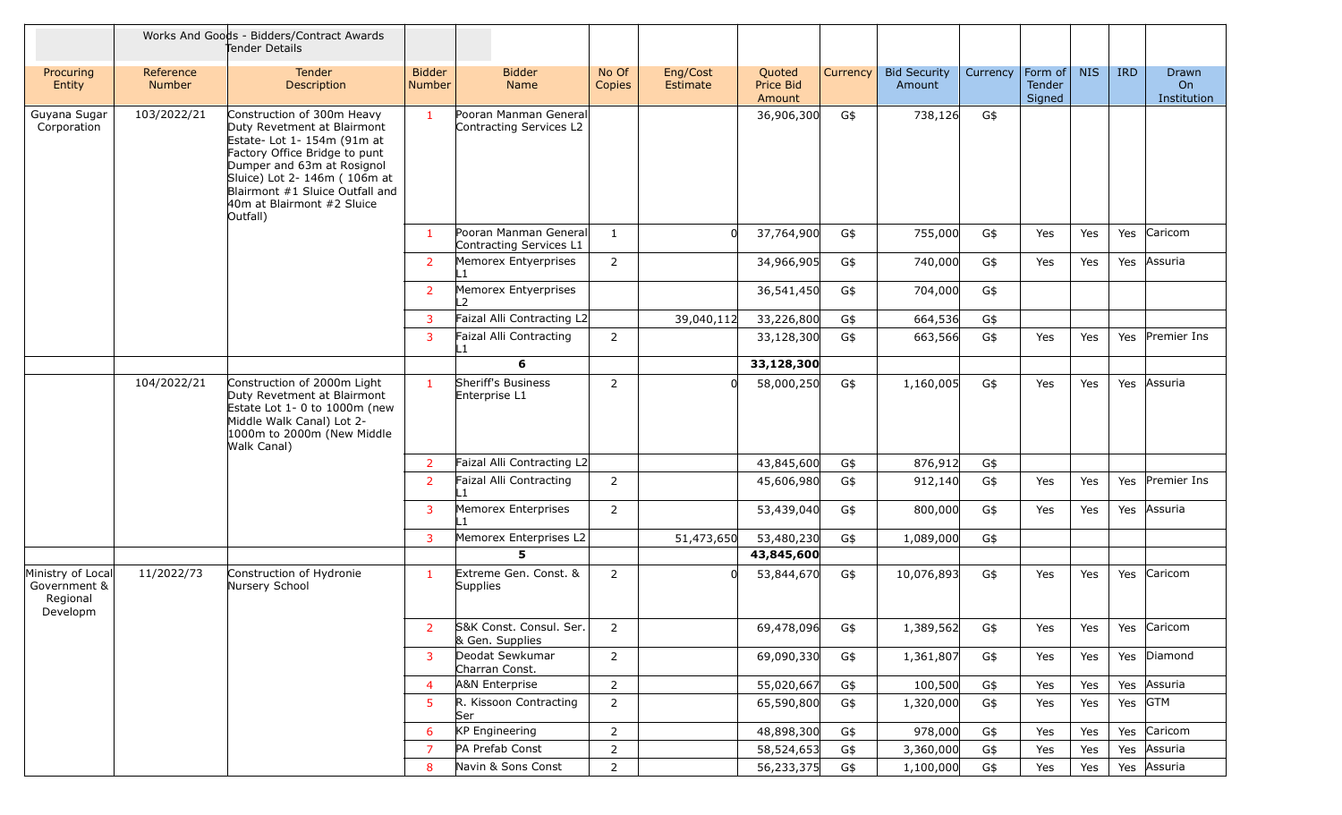| | Works And Goods - Bidders/Contract Awards Tender Details | | | | | | | | | | | | | |
|---|---|---|---|---|---|---|---|---|---|---|---|---|---|---|
| Procuring Entity | Reference Number | Tender Description | Bidder Number | Bidder Name | No Of Copies | Eng/Cost Estimate | Quoted Price Bid Amount | Currency | Bid Security Amount | Currency | Form of Tender Signed | NIS | IRD | Drawn On Institution |
| Guyana Sugar Corporation | 103/2022/21 | Construction of 300m Heavy Duty Revetment at Blairmont Estate- Lot 1- 154m (91m at Factory Office Bridge to punt Dumper and 63m at Rosignol Sluice) Lot 2- 146m ( 106m at Blairmont #1 Sluice Outfall and 40m at Blairmont #2 Sluice Outfall) | 1 | Pooran Manman General Contracting Services L2 | | | 36,906,300 | G$ | 738,126 | G$ | | | | |
| | | | 1 | Pooran Manman General Contracting Services L1 | 1 | 0 | 37,764,900 | G$ | 755,000 | G$ | Yes | Yes | Yes | Caricom |
| | | | 2 | Memorex Entyerprises L1 | 2 | | 34,966,905 | G$ | 740,000 | G$ | Yes | Yes | Yes | Assuria |
| | | | 2 | Memorex Entyerprises L2 | | | 36,541,450 | G$ | 704,000 | G$ | | | | |
| | | | 3 | Faizal Alli Contracting L2 | | 39,040,112 | 33,226,800 | G$ | 664,536 | G$ | | | | |
| | | | 3 | Faizal Alli Contracting L1 | 2 | | 33,128,300 | G$ | 663,566 | G$ | Yes | Yes | Yes | Premier Ins |
| | | | | **6** | | | **33,128,300** | | | | | | | |
| | 104/2022/21 | Construction of 2000m Light Duty Revetment at Blairmont Estate Lot 1- 0 to 1000m (new Middle Walk Canal) Lot 2- 1000m to 2000m (New Middle Walk Canal) | 1 | Sheriff's Business Enterprise L1 | 2 | 0 | 58,000,250 | G$ | 1,160,005 | G$ | Yes | Yes | Yes | Assuria |
| | | | 2 | Faizal Alli Contracting L2 | | | 43,845,600 | G$ | 876,912 | G$ | | | | |
| | | | 2 | Faizal Alli Contracting L1 | 2 | | 45,606,980 | G$ | 912,140 | G$ | Yes | Yes | Yes | Premier Ins |
| | | | 3 | Memorex Enterprises L1 | 2 | | 53,439,040 | G$ | 800,000 | G$ | Yes | Yes | Yes | Assuria |
| | | | 3 | Memorex Enterprises L2 | | 51,473,650 | 53,480,230 | G$ | 1,089,000 | G$ | | | | |
| | | | | **5** | | | **43,845,600** | | | | | | | |
| Ministry of Local Government & Regional Developm | 11/2022/73 | Construction of Hydronie Nursery School | 1 | Extreme Gen. Const. & Supplies | 2 | 0 | 53,844,670 | G$ | 10,076,893 | G$ | Yes | Yes | Yes | Caricom |
| | | | 2 | S&K Const. Consul. Ser. & Gen. Supplies | 2 | | 69,478,096 | G$ | 1,389,562 | G$ | Yes | Yes | Yes | Caricom |
| | | | 3 | Deodat Sewkumar Charran Const. | 2 | | 69,090,330 | G$ | 1,361,807 | G$ | Yes | Yes | Yes | Diamond |
| | | | 4 | A&N Enterprise | 2 | | 55,020,667 | G$ | 100,500 | G$ | Yes | Yes | Yes | Assuria |
| | | | 5 | R. Kissoon Contracting Ser | 2 | | 65,590,800 | G$ | 1,320,000 | G$ | Yes | Yes | Yes | GTM |
| | | | 6 | KP Engineering | 2 | | 48,898,300 | G$ | 978,000 | G$ | Yes | Yes | Yes | Caricom |
| | | | 7 | PA Prefab Const | 2 | | 58,524,653 | G$ | 3,360,000 | G$ | Yes | Yes | Yes | Assuria |
| | | | 8 | Navin & Sons Const | 2 | | 56,233,375 | G$ | 1,100,000 | G$ | Yes | Yes | Yes | Assuria |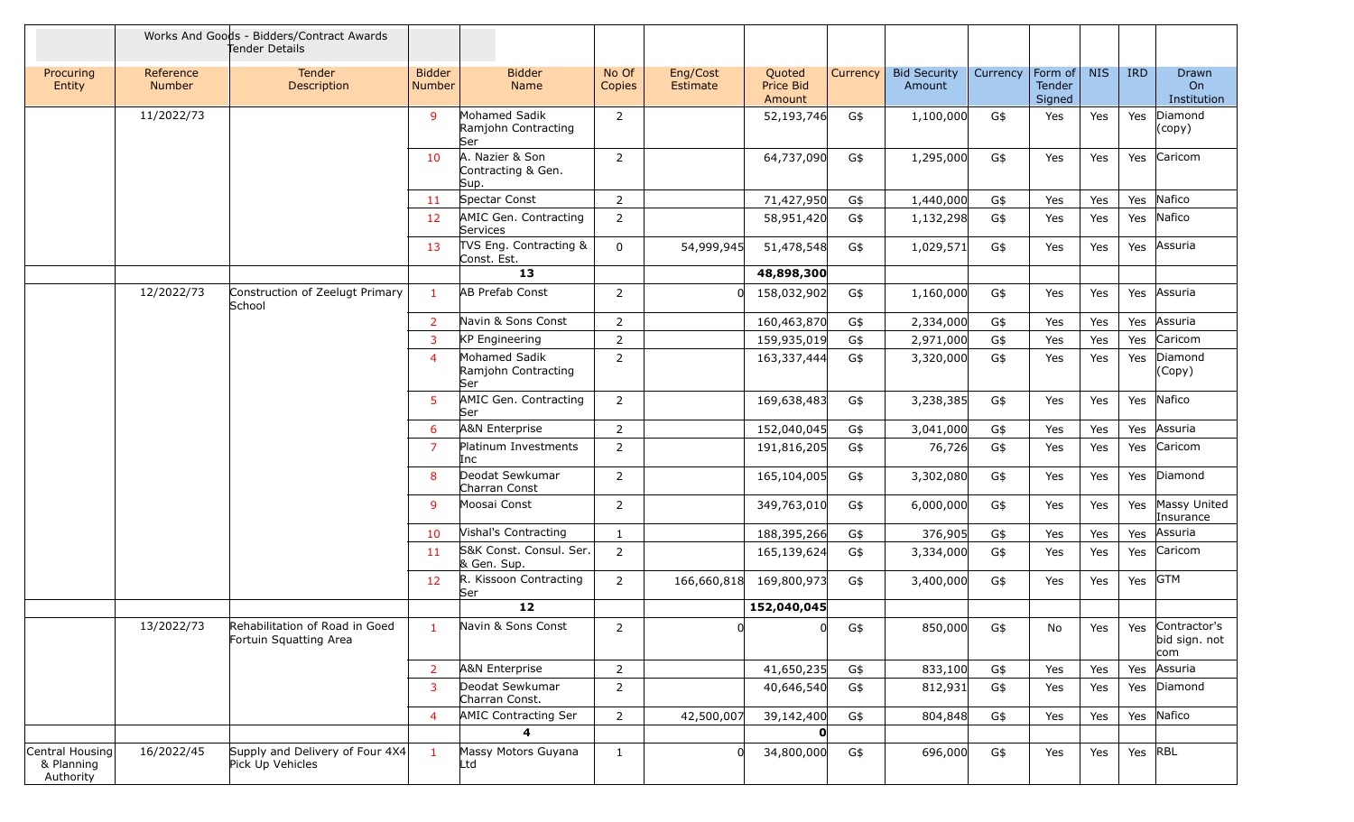| | Works And Goods - Bidders/Contract Awards Tender Details | | | | | | | | | | | | | |
|---|---|---|---|---|---|---|---|---|---|---|---|---|---|---|
| Procuring Entity | Reference Number | Tender Description | Bidder Number | Bidder Name | No Of Copies | Eng/Cost Estimate | Quoted Price Bid Amount | Currency | Bid Security Amount | Currency | Form of Tender Signed | NIS | IRD | Drawn On Institution |
| | 11/2022/73 | | 9 | Mohamed Sadik Ramjohn Contracting Ser | 2 | | 52,193,746 | G$ | 1,100,000 | G$ | Yes | Yes | Yes | Diamond (copy) |
| | | | 10 | A. Nazier & Son Contracting & Gen. Sup. | 2 | | 64,737,090 | G$ | 1,295,000 | G$ | Yes | Yes | Yes | Caricom |
| | | | 11 | Spectar Const | 2 | | 71,427,950 | G$ | 1,440,000 | G$ | Yes | Yes | Yes | Nafico |
| | | | 12 | AMIC Gen. Contracting Services | 2 | | 58,951,420 | G$ | 1,132,298 | G$ | Yes | Yes | Yes | Nafico |
| | | | 13 | TVS Eng. Contracting & Const. Est. | 0 | 54,999,945 | 51,478,548 | G$ | 1,029,571 | G$ | Yes | Yes | Yes | Assuria |
| | | | | **13** | | | **48,898,300** | | | | | | | |
| | 12/2022/73 | Construction of Zeelugt Primary School | 1 | AB Prefab Const | 2 | 0 | 158,032,902 | G$ | 1,160,000 | G$ | Yes | Yes | Yes | Assuria |
| | | | 2 | Navin & Sons Const | 2 | | 160,463,870 | G$ | 2,334,000 | G$ | Yes | Yes | Yes | Assuria |
| | | | 3 | KP Engineering | 2 | | 159,935,019 | G$ | 2,971,000 | G$ | Yes | Yes | Yes | Caricom |
| | | | 4 | Mohamed Sadik Ramjohn Contracting Ser | 2 | | 163,337,444 | G$ | 3,320,000 | G$ | Yes | Yes | Yes | Diamond (Copy) |
| | | | 5 | AMIC Gen. Contracting Ser | 2 | | 169,638,483 | G$ | 3,238,385 | G$ | Yes | Yes | Yes | Nafico |
| | | | 6 | A&N Enterprise | 2 | | 152,040,045 | G$ | 3,041,000 | G$ | Yes | Yes | Yes | Assuria |
| | | | 7 | Platinum Investments Inc | 2 | | 191,816,205 | G$ | 76,726 | G$ | Yes | Yes | Yes | Caricom |
| | | | 8 | Deodat Sewkumar Charran Const | 2 | | 165,104,005 | G$ | 3,302,080 | G$ | Yes | Yes | Yes | Diamond |
| | | | 9 | Moosai Const | 2 | | 349,763,010 | G$ | 6,000,000 | G$ | Yes | Yes | Yes | Massy United Insurance |
| | | | 10 | Vishal's Contracting | 1 | | 188,395,266 | G$ | 376,905 | G$ | Yes | Yes | Yes | Assuria |
| | | | 11 | S&K Const. Consul. Ser. & Gen. Sup. | 2 | | 165,139,624 | G$ | 3,334,000 | G$ | Yes | Yes | Yes | Caricom |
| | | | 12 | R. Kissoon Contracting Ser | 2 | 166,660,818 | 169,800,973 | G$ | 3,400,000 | G$ | Yes | Yes | Yes | GTM |
| | | | | **12** | | | **152,040,045** | | | | | | | |
| | 13/2022/73 | Rehabilitation of Road in Goed Fortuin Squatting Area | 1 | Navin & Sons Const | 2 | 0 | 0 | G$ | 850,000 | G$ | No | Yes | Yes | Contractor's bid sign. not com |
| | | | 2 | A&N Enterprise | 2 | | 41,650,235 | G$ | 833,100 | G$ | Yes | Yes | Yes | Assuria |
| | | | 3 | Deodat Sewkumar Charran Const. | 2 | | 40,646,540 | G$ | 812,931 | G$ | Yes | Yes | Yes | Diamond |
| | | | 4 | AMIC Contracting Ser | 2 | 42,500,007 | 39,142,400 | G$ | 804,848 | G$ | Yes | Yes | Yes | Nafico |
| | | | | **4** | | | **0** | | | | | | | |
| Central Housing & Planning Authority | 16/2022/45 | Supply and Delivery of Four 4X4 Pick Up Vehicles | 1 | Massy Motors Guyana Ltd | 1 | 0 | 34,800,000 | G$ | 696,000 | G$ | Yes | Yes | Yes | RBL |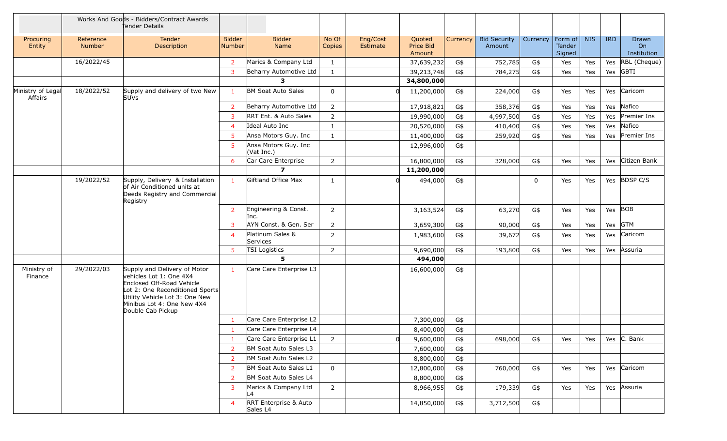| | Works And Goods - Bidders/Contract Awards Tender Details | | | | | | | | | | | | | |
|---|---|---|---|---|---|---|---|---|---|---|---|---|---|---|
| Procuring Entity | Reference Number | Tender Description | Bidder Number | Bidder Name | No Of Copies | Eng/Cost Estimate | Quoted Price Bid Amount | Currency | Bid Security Amount | Currency | Form of Tender Signed | NIS | IRD | Drawn On Institution |
| | 16/2022/45 | | 2 | Marics & Company Ltd | 1 | | 37,639,232 | G$ | 752,785 | G$ | Yes | Yes | Yes | RBL (Cheque) |
| | | | 3 | Beharry Automotive Ltd | 1 | | 39,213,748 | G$ | 784,275 | G$ | Yes | Yes | Yes | GBTI |
| | | | | **3** | | | **34,800,000** | | | | | | | |
| Ministry of Legal Affairs | 18/2022/52 | Supply and delivery of two New SUVs | 1 | BM Soat Auto Sales | 0 | 0 | 11,200,000 | G$ | 224,000 | G$ | Yes | Yes | Yes | Caricom |
| | | | 2 | Beharry Automotive Ltd | 2 | | 17,918,821 | G$ | 358,376 | G$ | Yes | Yes | Yes | Nafico |
| | | | 3 | RRT Ent. & Auto Sales | 2 | | 19,990,000 | G$ | 4,997,500 | G$ | Yes | Yes | Yes | Premier Ins |
| | | | 4 | Ideal Auto Inc | 1 | | 20,520,000 | G$ | 410,400 | G$ | Yes | Yes | Yes | Nafico |
| | | | 5 | Ansa Motors Guy. Inc | 1 | | 11,400,000 | G$ | 259,920 | G$ | Yes | Yes | Yes | Premier Ins |
| | | | 5 | Ansa Motors Guy. Inc (Vat Inc.) | | | 12,996,000 | G$ | | | | | | |
| | | | 6 | Car Care Enterprise | 2 | | 16,800,000 | G$ | 328,000 | G$ | Yes | Yes | Yes | Citizen Bank |
| | | | | **7** | | | **11,200,000** | | | | | | | |
| | 19/2022/52 | Supply, Delivery & Installation of Air Conditioned units at Deeds Registry and Commercial Registry | 1 | Giftland Office Max | 1 | 0 | 494,000 | G$ | | 0 | Yes | Yes | Yes | BDSP C/S |
| | | | 2 | Engineering & Const. Inc. | 2 | | 3,163,524 | G$ | 63,270 | G$ | Yes | Yes | Yes | BOB |
| | | | 3 | AYN Const. & Gen. Ser | 2 | | 3,659,300 | G$ | 90,000 | G$ | Yes | Yes | Yes | GTM |
| | | | 4 | Platinum Sales & Services | 2 | | 1,983,600 | G$ | 39,672 | G$ | Yes | Yes | Yes | Caricom |
| | | | 5 | TSI Logistics | 2 | | 9,690,000 | G$ | 193,800 | G$ | Yes | Yes | Yes | Assuria |
| | | | | **5** | | | **494,000** | | | | | | | |
| Ministry of Finance | 29/2022/03 | Supply and Delivery of Motor vehicles Lot 1: One 4X4 Enclosed Off-Road Vehicle Lot 2: One Reconditioned Sports Utility Vehicle Lot 3: One New Minibus Lot 4: One New 4X4 Double Cab Pickup | 1 | Care Care Enterprise L3 | | | 16,600,000 | G$ | | | | | | |
| | | | 1 | Care Care Enterprise L2 | | | 7,300,000 | G$ | | | | | | |
| | | | 1 | Care Care Enterprise L4 | | | 8,400,000 | G$ | | | | | | |
| | | | 1 | Care Care Enterprise L1 | 2 | 0 | 9,600,000 | G$ | 698,000 | G$ | Yes | Yes | Yes | C. Bank |
| | | | 2 | BM Soat Auto Sales L3 | | | 7,600,000 | G$ | | | | | | |
| | | | 2 | BM Soat Auto Sales L2 | | | 8,800,000 | G$ | | | | | | |
| | | | 2 | BM Soat Auto Sales L1 | 0 | | 12,800,000 | G$ | 760,000 | G$ | Yes | Yes | Yes | Caricom |
| | | | 2 | BM Soat Auto Sales L4 | | | 8,800,000 | G$ | | | | | | |
| | | | 3 | Marics & Company Ltd L4 | 2 | | 8,966,955 | G$ | 179,339 | G$ | Yes | Yes | Yes | Assuria |
| | | | 4 | RRT Enterprise & Auto Sales L4 | | | 14,850,000 | G$ | 3,712,500 | G$ | | | | |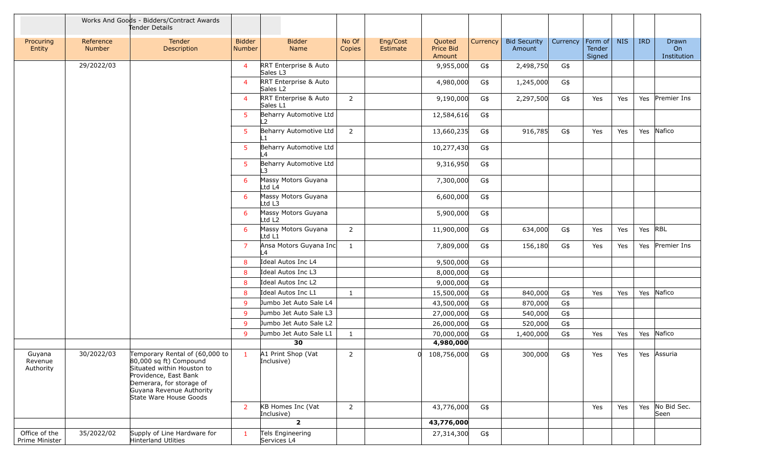| | Works And Goods - Bidders/Contract Awards Tender Details | | | | | | | | | | | | | |
|---|---|---|---|---|---|---|---|---|---|---|---|---|---|---|
| Procuring Entity | Reference Number | Tender Description | Bidder Number | Bidder Name | No Of Copies | Eng/Cost Estimate | Quoted Price Bid Amount | Currency | Bid Security Amount | Currency | Form of Tender Signed | NIS | IRD | Drawn On Institution |
| | 29/2022/03 | | 4 | RRT Enterprise & Auto Sales L3 | | | 9,955,000 | G$ | 2,498,750 | G$ | | | | |
| | | | 4 | RRT Enterprise & Auto Sales L2 | | | 4,980,000 | G$ | 1,245,000 | G$ | | | | |
| | | | 4 | RRT Enterprise & Auto Sales L1 | 2 | | 9,190,000 | G$ | 2,297,500 | G$ | Yes | Yes | Yes | Premier Ins |
| | | | 5 | Beharry Automotive Ltd L2 | | | 12,584,616 | G$ | | | | | | |
| | | | 5 | Beharry Automotive Ltd L1 | 2 | | 13,660,235 | G$ | 916,785 | G$ | Yes | Yes | Yes | Nafico |
| | | | 5 | Beharry Automotive Ltd L4 | | | 10,277,430 | G$ | | | | | | |
| | | | 5 | Beharry Automotive Ltd L3 | | | 9,316,950 | G$ | | | | | | |
| | | | 6 | Massy Motors Guyana Ltd L4 | | | 7,300,000 | G$ | | | | | | |
| | | | 6 | Massy Motors Guyana Ltd L3 | | | 6,600,000 | G$ | | | | | | |
| | | | 6 | Massy Motors Guyana Ltd L2 | | | 5,900,000 | G$ | | | | | | |
| | | | 6 | Massy Motors Guyana Ltd L1 | 2 | | 11,900,000 | G$ | 634,000 | G$ | Yes | Yes | Yes | RBL |
| | | | 7 | Ansa Motors Guyana Inc L4 | 1 | | 7,809,000 | G$ | 156,180 | G$ | Yes | Yes | Yes | Premier Ins |
| | | | 8 | Ideal Autos Inc L4 | | | 9,500,000 | G$ | | | | | | |
| | | | 8 | Ideal Autos Inc L3 | | | 8,000,000 | G$ | | | | | | |
| | | | 8 | Ideal Autos Inc L2 | | | 9,000,000 | G$ | | | | | | |
| | | | 8 | Ideal Autos Inc L1 | 1 | | 15,500,000 | G$ | 840,000 | G$ | Yes | Yes | Yes | Nafico |
| | | | 9 | Jumbo Jet Auto Sale L4 | | | 43,500,000 | G$ | 870,000 | G$ | | | | |
| | | | 9 | Jumbo Jet Auto Sale L3 | | | 27,000,000 | G$ | 540,000 | G$ | | | | |
| | | | 9 | Jumbo Jet Auto Sale L2 | | | 26,000,000 | G$ | 520,000 | G$ | | | | |
| | | | 9 | Jumbo Jet Auto Sale L1 | 1 | | 70,000,000 | G$ | 1,400,000 | G$ | Yes | Yes | Yes | Nafico |
| | | | | **30** | | | **4,980,000** | | | | | | | |
| Guyana Revenue Authority | 30/2022/03 | Temporary Rental of (60,000 to 80,000 sq ft) Compound Situated within Houston to Providence, East Bank Demerara, for storage of Guyana Revenue Authority State Ware House Goods | 1 | A1 Print Shop (Vat Inclusive) | 2 | 0 | 108,756,000 | G$ | 300,000 | G$ | Yes | Yes | Yes | Assuria |
| | | | 2 | KB Homes Inc (Vat Inclusive) | 2 | | 43,776,000 | G$ | | | Yes | Yes | Yes | No Bid Sec. Seen |
| | | | | **2** | | | **43,776,000** | | | | | | | |
| Office of the Prime Minister | 35/2022/02 | Supply of Line Hardware for Hinterland Utlities | 1 | Tels Engineering Services L4 | | | 27,314,300 | G$ | | | | | | |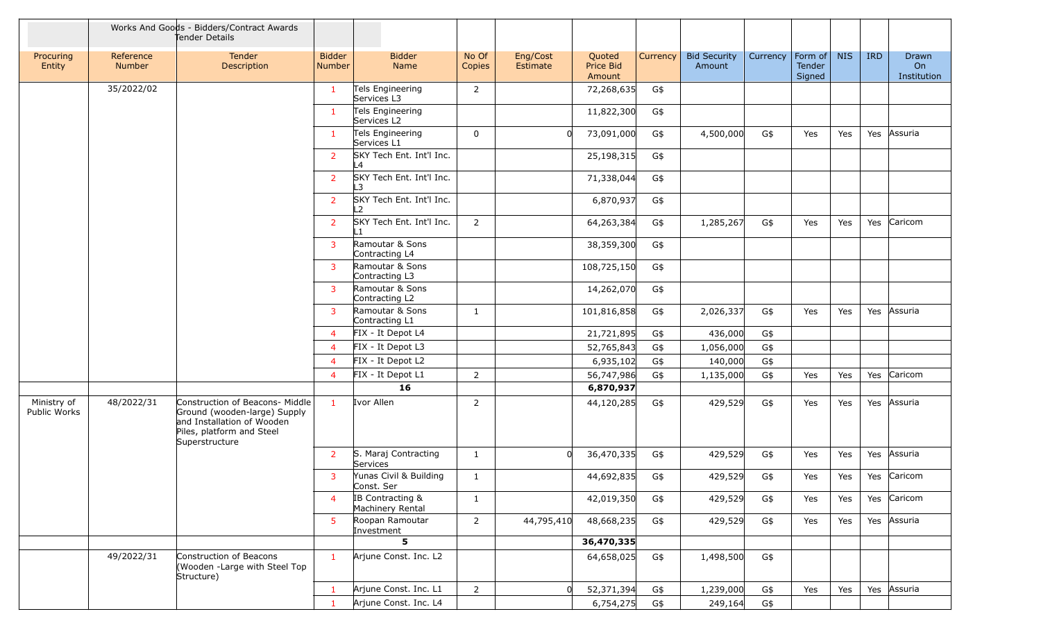| | | Works And Goods - Bidders/Contract Awards Tender Details | | | | | | | | | | | | |
|---|---|---|---|---|---|---|---|---|---|---|---|---|---|---|
| Procuring Entity | Reference Number | Tender Description | Bidder Number | Bidder Name | No Of Copies | Eng/Cost Estimate | Quoted Price Bid Amount | Currency | Bid Security Amount | Currency | Form of Tender Signed | NIS | IRD | Drawn On Institution |
| | 35/2022/02 | | 1 | Tels Engineering Services L3 | 2 | | 72,268,635 | G$ | | | | | | |
| | | | 1 | Tels Engineering Services L2 | | | 11,822,300 | G$ | | | | | | |
| | | | 1 | Tels Engineering Services L1 | 0 | 0 | 73,091,000 | G$ | 4,500,000 | G$ | Yes | Yes | Yes | Assuria |
| | | | 2 | SKY Tech Ent. Int'l Inc. L4 | | | 25,198,315 | G$ | | | | | | |
| | | | 2 | SKY Tech Ent. Int'l Inc. L3 | | | 71,338,044 | G$ | | | | | | |
| | | | 2 | SKY Tech Ent. Int'l Inc. L2 | | | 6,870,937 | G$ | | | | | | |
| | | | 2 | SKY Tech Ent. Int'l Inc. L1 | 2 | | 64,263,384 | G$ | 1,285,267 | G$ | Yes | Yes | Yes | Caricom |
| | | | 3 | Ramoutar & Sons Contracting L4 | | | 38,359,300 | G$ | | | | | | |
| | | | 3 | Ramoutar & Sons Contracting L3 | | | 108,725,150 | G$ | | | | | | |
| | | | 3 | Ramoutar & Sons Contracting L2 | | | 14,262,070 | G$ | | | | | | |
| | | | 3 | Ramoutar & Sons Contracting L1 | 1 | | 101,816,858 | G$ | 2,026,337 | G$ | Yes | Yes | Yes | Assuria |
| | | | 4 | FIX - It Depot L4 | | | 21,721,895 | G$ | 436,000 | G$ | | | | |
| | | | 4 | FIX - It Depot L3 | | | 52,765,843 | G$ | 1,056,000 | G$ | | | | |
| | | | 4 | FIX - It Depot L2 | | | 6,935,102 | G$ | 140,000 | G$ | | | | |
| | | | 4 | FIX - It Depot L1 | 2 | | 56,747,986 | G$ | 1,135,000 | G$ | Yes | Yes | Yes | Caricom |
| | | | | **16** | | | **6,870,937** | | | | | | | |
| Ministry of Public Works | 48/2022/31 | Construction of Beacons- Middle Ground (wooden-large) Supply and Installation of Wooden Piles, platform and Steel Superstructure | 1 | Ivor Allen | 2 | | 44,120,285 | G$ | 429,529 | G$ | Yes | Yes | Yes | Assuria |
| | | | 2 | S. Maraj Contracting Services | 1 | 0 | 36,470,335 | G$ | 429,529 | G$ | Yes | Yes | Yes | Assuria |
| | | | 3 | Yunas Civil & Building Const. Ser | 1 | | 44,692,835 | G$ | 429,529 | G$ | Yes | Yes | Yes | Caricom |
| | | | 4 | IB Contracting & Machinery Rental | 1 | | 42,019,350 | G$ | 429,529 | G$ | Yes | Yes | Yes | Caricom |
| | | | 5 | Roopan Ramoutar Investment | 2 | 44,795,410 | 48,668,235 | G$ | 429,529 | G$ | Yes | Yes | Yes | Assuria |
| | | | | **5** | | | **36,470,335** | | | | | | | |
| | 49/2022/31 | Construction of Beacons (Wooden -Large with Steel Top Structure) | 1 | Arjune Const. Inc. L2 | | | 64,658,025 | G$ | 1,498,500 | G$ | | | | |
| | | | 1 | Arjune Const. Inc. L1 | 2 | 0 | 52,371,394 | G$ | 1,239,000 | G$ | Yes | Yes | Yes | Assuria |
| | | | 1 | Arjune Const. Inc. L4 | | | 6,754,275 | G$ | 249,164 | G$ | | | | |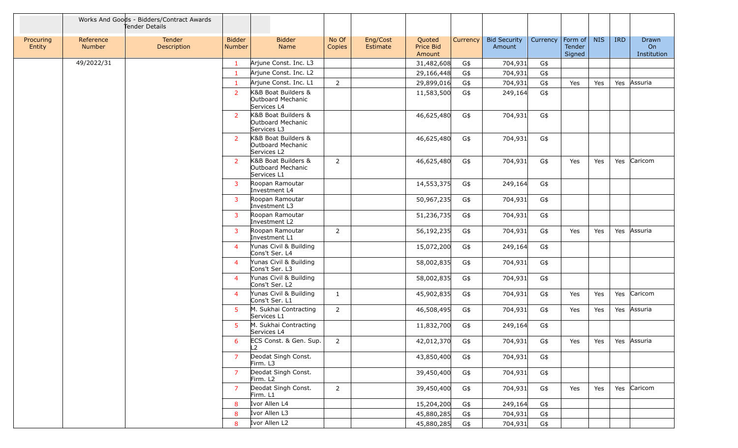| | Works And Goods - Bidders/Contract Awards Tender Details | | | | | | | | | | | | | |
|---|---|---|---|---|---|---|---|---|---|---|---|---|---|---|
| Procuring Entity | Reference Number | Tender Description | Bidder Number | Bidder Name | No Of Copies | Eng/Cost Estimate | Quoted Price Bid Amount | Currency | Bid Security Amount | Currency | Form of Tender Signed | NIS | IRD | Drawn On Institution |
| | 49/2022/31 | | 1 | Arjune Const. Inc. L3 | | | 31,482,608 | G$ | 704,931 | G$ | | | | |
| | | | 1 | Arjune Const. Inc. L2 | | | 29,166,448 | G$ | 704,931 | G$ | | | | |
| | | | 1 | Arjune Const. Inc. L1 | 2 | | 29,899,016 | G$ | 704,931 | G$ | Yes | Yes | Yes | Assuria |
| | | | 2 | K&B Boat Builders & Outboard Mechanic Services L4 | | | 11,583,500 | G$ | 249,164 | G$ | | | | |
| | | | 2 | K&B Boat Builders & Outboard Mechanic Services L3 | | | 46,625,480 | G$ | 704,931 | G$ | | | | |
| | | | 2 | K&B Boat Builders & Outboard Mechanic Services L2 | | | 46,625,480 | G$ | 704,931 | G$ | | | | |
| | | | 2 | K&B Boat Builders & Outboard Mechanic Services L1 | 2 | | 46,625,480 | G$ | 704,931 | G$ | Yes | Yes | Yes | Caricom |
| | | | 3 | Roopan Ramoutar Investment L4 | | | 14,553,375 | G$ | 249,164 | G$ | | | | |
| | | | 3 | Roopan Ramoutar Investment L3 | | | 50,967,235 | G$ | 704,931 | G$ | | | | |
| | | | 3 | Roopan Ramoutar Investment L2 | | | 51,236,735 | G$ | 704,931 | G$ | | | | |
| | | | 3 | Roopan Ramoutar Investment L1 | 2 | | 56,192,235 | G$ | 704,931 | G$ | Yes | Yes | Yes | Assuria |
| | | | 4 | Yunas Civil & Building Cons't Ser. L4 | | | 15,072,200 | G$ | 249,164 | G$ | | | | |
| | | | 4 | Yunas Civil & Building Cons't Ser. L3 | | | 58,002,835 | G$ | 704,931 | G$ | | | | |
| | | | 4 | Yunas Civil & Building Cons't Ser. L2 | | | 58,002,835 | G$ | 704,931 | G$ | | | | |
| | | | 4 | Yunas Civil & Building Cons't Ser. L1 | 1 | | 45,902,835 | G$ | 704,931 | G$ | Yes | Yes | Yes | Caricom |
| | | | 5 | M. Sukhai Contracting Services L1 | 2 | | 46,508,495 | G$ | 704,931 | G$ | Yes | Yes | Yes | Assuria |
| | | | 5 | M. Sukhai Contracting Services L4 | | | 11,832,700 | G$ | 249,164 | G$ | | | | |
| | | | 6 | ECS Const. & Gen. Sup. L2 | 2 | | 42,012,370 | G$ | 704,931 | G$ | Yes | Yes | Yes | Assuria |
| | | | 7 | Deodat Singh Const. Firm. L3 | | | 43,850,400 | G$ | 704,931 | G$ | | | | |
| | | | 7 | Deodat Singh Const. Firm. L2 | | | 39,450,400 | G$ | 704,931 | G$ | | | | |
| | | | 7 | Deodat Singh Const. Firm. L1 | 2 | | 39,450,400 | G$ | 704,931 | G$ | Yes | Yes | Yes | Caricom |
| | | | 8 | Ivor Allen L4 | | | 15,204,200 | G$ | 249,164 | G$ | | | | |
| | | | 8 | Ivor Allen L3 | | | 45,880,285 | G$ | 704,931 | G$ | | | | |
| | | | 8 | Ivor Allen L2 | | | 45,880,285 | G$ | 704,931 | G$ | | | | |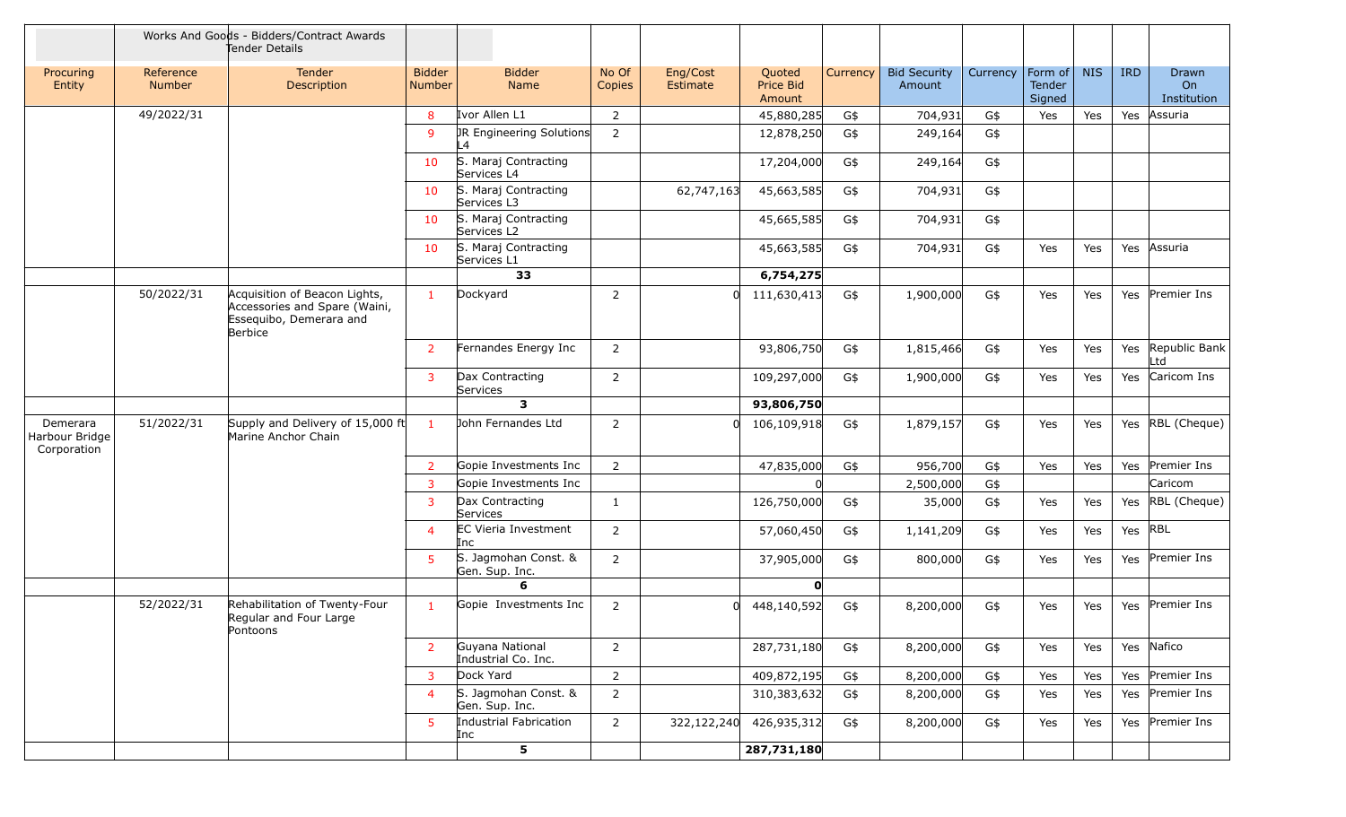| | | Works And Goods - Bidders/Contract Awards Tender Details | | | | | | | | | | | | |
|---|---|---|---|---|---|---|---|---|---|---|---|---|---|---|
| Procuring Entity | Reference Number | Tender Description | Bidder Number | Bidder Name | No Of Copies | Eng/Cost Estimate | Quoted Price Bid Amount | Currency | Bid Security Amount | Currency | Form of Tender Signed | NIS | IRD | Drawn On Institution |
| | 49/2022/31 | | 8 | Ivor Allen L1 | 2 | | 45,880,285 | G$ | 704,931 | G$ | Yes | Yes | Yes | Assuria |
| | | | 9 | JR Engineering Solutions L4 | 2 | | 12,878,250 | G$ | 249,164 | G$ | | | | |
| | | | 10 | S. Maraj Contracting Services L4 | | | 17,204,000 | G$ | 249,164 | G$ | | | | |
| | | | 10 | S. Maraj Contracting Services L3 | | 62,747,163 | 45,663,585 | G$ | 704,931 | G$ | | | | |
| | | | 10 | S. Maraj Contracting Services L2 | | | 45,665,585 | G$ | 704,931 | G$ | | | | |
| | | | 10 | S. Maraj Contracting Services L1 | | | 45,663,585 | G$ | 704,931 | G$ | Yes | Yes | Yes | Assuria |
| | | | | **33** | | | **6,754,275** | | | | | | | |
| | 50/2022/31 | Acquisition of Beacon Lights, Accessories and Spare (Waini, Essequibo, Demerara and Berbice | 1 | Dockyard | 2 | 0 | 111,630,413 | G$ | 1,900,000 | G$ | Yes | Yes | Yes | Premier Ins |
| | | | 2 | Fernandes Energy Inc | 2 | | 93,806,750 | G$ | 1,815,466 | G$ | Yes | Yes | Yes | Republic Bank Ltd |
| | | | 3 | Dax Contracting Services | 2 | | 109,297,000 | G$ | 1,900,000 | G$ | Yes | Yes | Yes | Caricom Ins |
| | | | | **3** | | | **93,806,750** | | | | | | | |
| Demerara Harbour Bridge Corporation | 51/2022/31 | Supply and Delivery of 15,000 ft Marine Anchor Chain | 1 | John Fernandes Ltd | 2 | 0 | 106,109,918 | G$ | 1,879,157 | G$ | Yes | Yes | Yes | RBL (Cheque) |
| | | | 2 | Gopie Investments Inc | 2 | | 47,835,000 | G$ | 956,700 | G$ | Yes | Yes | Yes | Premier Ins |
| | | | 3 | Gopie Investments Inc | | | 0 | | 2,500,000 | G$ | | | | Caricom |
| | | | 3 | Dax Contracting Services | 1 | | 126,750,000 | G$ | 35,000 | G$ | Yes | Yes | Yes | RBL (Cheque) |
| | | | 4 | EC Vieria Investment Inc | 2 | | 57,060,450 | G$ | 1,141,209 | G$ | Yes | Yes | Yes | RBL |
| | | | 5 | S. Jagmohan Const. & Gen. Sup. Inc. | 2 | | 37,905,000 | G$ | 800,000 | G$ | Yes | Yes | Yes | Premier Ins |
| | | | | **6** | | | **0** | | | | | | | |
| | 52/2022/31 | Rehabilitation of Twenty-Four Regular and Four Large Pontoons | 1 | Gopie Investments Inc | 2 | 0 | 448,140,592 | G$ | 8,200,000 | G$ | Yes | Yes | Yes | Premier Ins |
| | | | 2 | Guyana National Industrial Co. Inc. | 2 | | 287,731,180 | G$ | 8,200,000 | G$ | Yes | Yes | Yes | Nafico |
| | | | 3 | Dock Yard | 2 | | 409,872,195 | G$ | 8,200,000 | G$ | Yes | Yes | Yes | Premier Ins |
| | | | 4 | S. Jagmohan Const. & Gen. Sup. Inc. | 2 | | 310,383,632 | G$ | 8,200,000 | G$ | Yes | Yes | Yes | Premier Ins |
| | | | 5 | Industrial Fabrication Inc | 2 | 322,122,240 | 426,935,312 | G$ | 8,200,000 | G$ | Yes | Yes | Yes | Premier Ins |
| | | | | **5** | | | **287,731,180** | | | | | | | |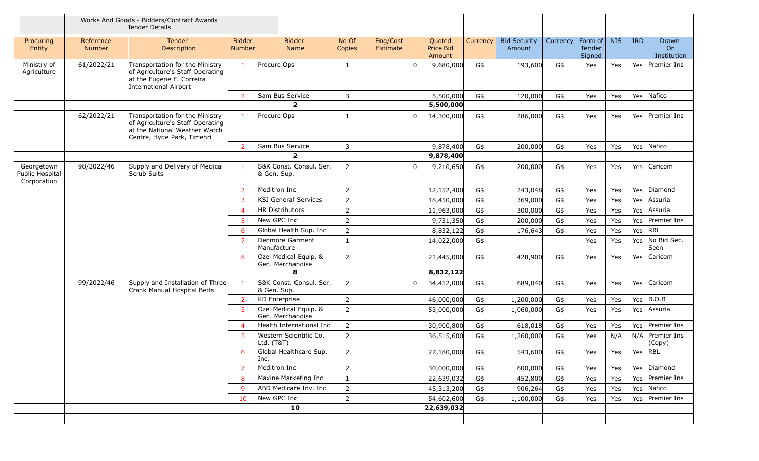| | | Works And Goods - Bidders/Contract Awards Tender Details | | | | | | | | | | | | |
|---|---|---|---|---|---|---|---|---|---|---|---|---|---|---|
| Procuring Entity | Reference Number | Tender Description | Bidder Number | Bidder Name | No Of Copies | Eng/Cost Estimate | Quoted Price Bid Amount | Currency | Bid Security Amount | Currency | Form of Tender Signed | NIS | IRD | Drawn On Institution |
| Ministry of Agriculture | 61/2022/21 | Transportation for the Ministry of Agriculture's Staff Operating at the Eugene F. Correira International Airport | 1 | Procure Ops | 1 | 0 | 9,680,000 | G$ | 193,600 | G$ | Yes | Yes | Yes | Premier Ins |
| | | | 2 | Sam Bus Service | 3 | | 5,500,000 | G$ | 120,000 | G$ | Yes | Yes | Yes | Nafico |
| | | | | **2** | | | **5,500,000** | | | | | | | |
| | 62/2022/21 | Transportation for the Ministry of Agriculture's Staff Operating at the National Weather Watch Centre, Hyde Park, Timehri | 1 | Procure Ops | 1 | 0 | 14,300,000 | G$ | 286,000 | G$ | Yes | Yes | Yes | Premier Ins |
| | | | 2 | Sam Bus Service | 3 | | 9,878,400 | G$ | 200,000 | G$ | Yes | Yes | Yes | Nafico |
| | | | | **2** | | | **9,878,400** | | | | | | | |
| Georgetown Public Hospital Corporation | 98/2022/46 | Supply and Delivery of Medical Scrub Suits | 1 | S&K Const. Consul. Ser. & Gen. Sup. | 2 | 0 | 9,210,650 | G$ | 200,000 | G$ | Yes | Yes | Yes | Caricom |
| | | | 2 | Meditron Inc | 2 | | 12,152,400 | G$ | 243,048 | G$ | Yes | Yes | Yes | Diamond |
| | | | 3 | KSJ General Services | 2 | | 18,450,000 | G$ | 369,000 | G$ | Yes | Yes | Yes | Assuria |
| | | | 4 | HR Distributors | 2 | | 11,963,000 | G$ | 300,000 | G$ | Yes | Yes | Yes | Assuria |
| | | | 5 | New GPC Inc | 2 | | 9,731,350 | G$ | 200,000 | G$ | Yes | Yes | Yes | Premier Ins |
| | | | 6 | Global Health Sup. Inc | 2 | | 8,832,122 | G$ | 176,643 | G$ | Yes | Yes | Yes | RBL |
| | | | 7 | Denmore Garment Manufacture | 1 | | 14,022,000 | G$ | | | Yes | Yes | Yes | No Bid Sec. Seen |
| | | | 8 | Ozel Medical Equip. & Gen. Merchandise | 2 | | 21,445,000 | G$ | 428,900 | G$ | Yes | Yes | Yes | Caricom |
| | | | | **8** | | | **8,832,122** | | | | | | | |
| | 99/2022/46 | Supply and Installation of Three Crank Manual Hospital Beds | 1 | S&K Const. Consul. Ser. & Gen. Sup. | 2 | 0 | 34,452,000 | G$ | 689,040 | G$ | Yes | Yes | Yes | Caricom |
| | | | 2 | KD Enterprise | 2 | | 46,000,000 | G$ | 1,200,000 | G$ | Yes | Yes | Yes | B.O.B |
| | | | 3 | Ozel Medical Equip. & Gen. Merchandise | 2 | | 53,000,000 | G$ | 1,060,000 | G$ | Yes | Yes | Yes | Assuria |
| | | | 4 | Health International Inc | 2 | | 30,900,800 | G$ | 618,018 | G$ | Yes | Yes | Yes | Premier Ins |
| | | | 5 | Western Scientific Co. Ltd. (T&T) | 2 | | 36,515,600 | G$ | 1,260,000 | G$ | Yes | N/A | N/A | Premier Ins (Copy) |
| | | | 6 | Global Healthcare Sup. Inc. | 2 | | 27,180,000 | G$ | 543,600 | G$ | Yes | Yes | Yes | RBL |
| | | | 7 | Meditron Inc | 2 | | 30,000,000 | G$ | 600,000 | G$ | Yes | Yes | Yes | Diamond |
| | | | 8 | Maxine Marketing Inc | 1 | | 22,639,032 | G$ | 452,800 | G$ | Yes | Yes | Yes | Premier Ins |
| | | | 9 | ABD Medicare Inv. Inc. | 2 | | 45,313,200 | G$ | 906,264 | G$ | Yes | Yes | Yes | Nafico |
| | | | 10 | New GPC Inc | 2 | | 54,602,600 | G$ | 1,100,000 | G$ | Yes | Yes | Yes | Premier Ins |
| | | | | **10** | | | **22,639,032** | | | | | | | |